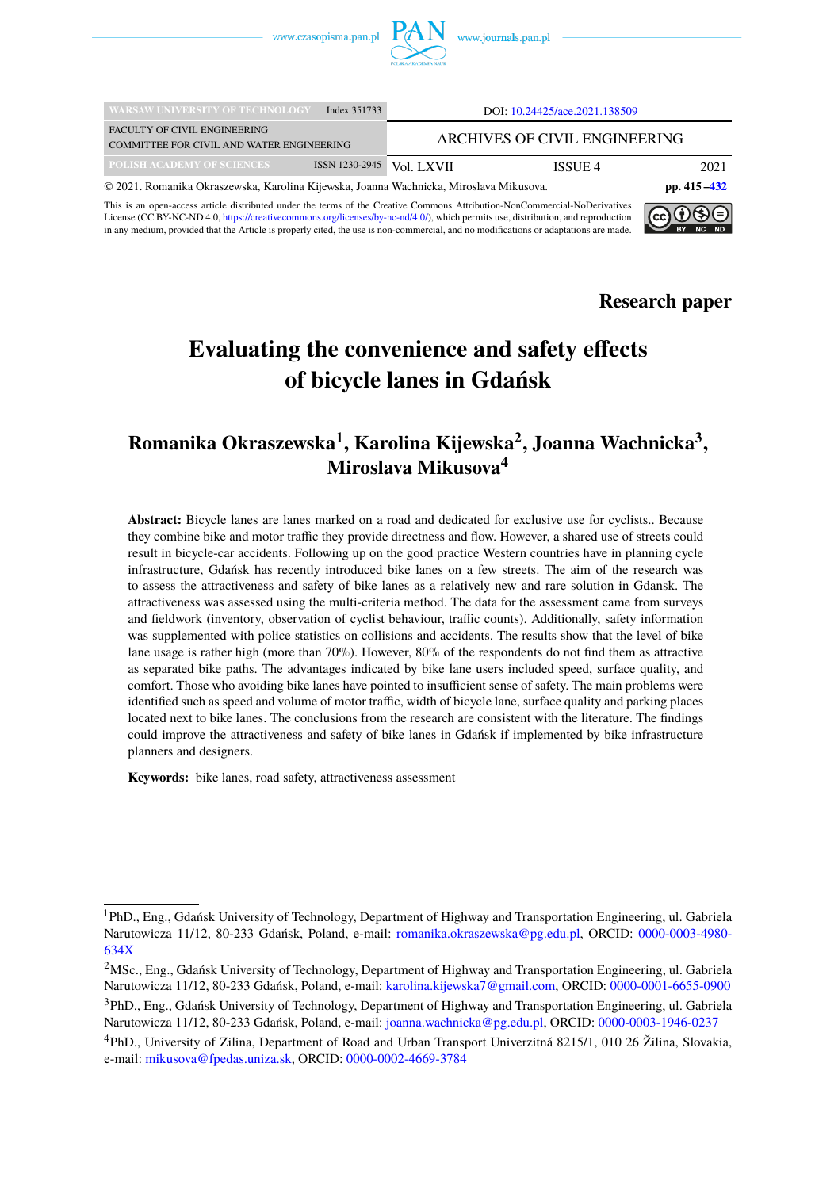DOI: 10.24425/ace.2021.138509

ARCHIVES OF CIVIL ENGINEERING

© 2021. Romanika Okraszewska, Karolina Kijewska, Joanna Wachnicka, Miroslava Mikusova.

This is an open-access article distributed under the terms of the Creative Commons Attribution-NonCommercial-NoDerivatives License (CC BY-NC-ND 4.0, https://creativecommons.org/licenses/by-nc-nd/4.0/), which permits use, distribution, and reproduction in any medium, provided that the Article is properly cited, the use is non-commercial, and no modifications or adaptations are made.

**Research paper**

# Evaluating the convenience and safety effects of bicycle lanes in Gdańsk

## Romanika Okraszewska[1], Karolina Kijewska[2], Joanna Wachnicka[3], Miroslava Mikusova[4]

**Abstract:** Bicycle lanes are lanes marked on a road and dedicated for exclusive use for cyclists.. Because they combine bike and motor traffic they provide directness and flow. However, a shared use of streets could result in bicycle-car accidents. Following up on the good practice Western countries have in planning cycle infrastructure, Gdańsk has recently introduced bike lanes on a few streets. The aim of the research was to assess the attractiveness and safety of bike lanes as a relatively new and rare solution in Gdansk. The attractiveness was assessed using the multi-criteria method. The data for the assessment came from surveys and fieldwork (inventory, observation of cyclist behaviour, traffic counts). Additionally, safety information was supplemented with police statistics on collisions and accidents. The results show that the level of bike lane usage is rather high (more than 70%). However, 80% of the respondents do not find them as attractive as separated bike paths. The advantages indicated by bike lane users included speed, surface quality, and comfort. Those who avoiding bike lanes have pointed to insufficient sense of safety. The main problems were identified such as speed and volume of motor traffic, width of bicycle lane, surface quality and parking places located next to bike lanes. The conclusions from the research are consistent with the literature. The findings could improve the attractiveness and safety of bike lanes in Gdańsk if implemented by bike infrastructure planners and designers.

**Keywords:** bike lanes, road safety, attractiveness assessment

---

[1] PhD., Eng., Gdańsk University of Technology, Department of Highway and Transportation Engineering, ul. Gabriela Narutowicza 11/12, 80-233 Gdańsk, Poland, e-mail: romanika.okraszewska@pg.edu.pl, ORCID: 0000-0003-4980-634X

[2] MSc., Eng., Gdańsk University of Technology, Department of Highway and Transportation Engineering, ul. Gabriela Narutowicza 11/12, 80-233 Gdańsk, Poland, e-mail: karolina.kijewska7@gmail.com, ORCID: 0000-0001-6655-0900

[3] PhD., Eng., Gdańsk University of Technology, Department of Highway and Transportation Engineering, ul. Gabriela Narutowicza 11/12, 80-233 Gdańsk, Poland, e-mail: joanna.wachnicka@pg.edu.pl, ORCID: 0000-0003-1946-0237

[4] PhD., University of Zilina, Department of Road and Urban Transport Univerzitná 8215/1, 010 26 Žilina, Slovakia, e-mail: mikusova@fpedas.uniza.sk, ORCID: 0000-0002-4669-3784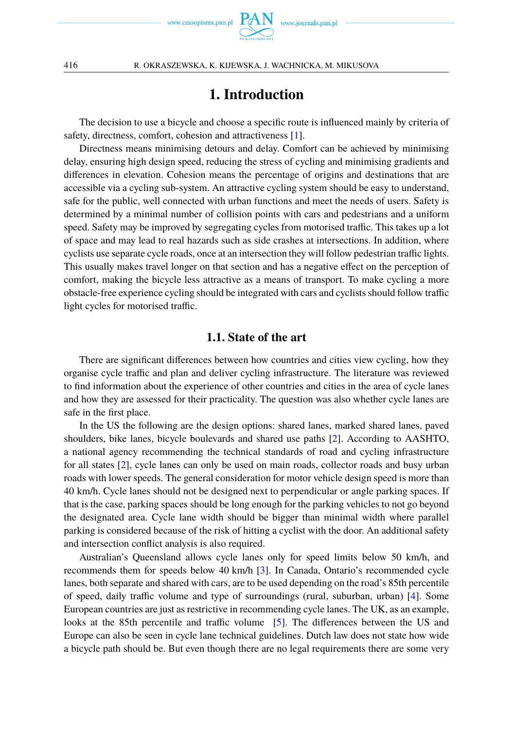# 1. Introduction

The decision to use a bicycle and choose a specific route is influenced mainly by criteria of safety, directness, comfort, cohesion and attractiveness [1].

Directness means minimising detours and delay. Comfort can be achieved by minimising delay, ensuring high design speed, reducing the stress of cycling and minimising gradients and differences in elevation. Cohesion means the percentage of origins and destinations that are accessible via a cycling sub-system. An attractive cycling system should be easy to understand, safe for the public, well connected with urban functions and meet the needs of users. Safety is determined by a minimal number of collision points with cars and pedestrians and a uniform speed. Safety may be improved by segregating cycles from motorised traffic. This takes up a lot of space and may lead to real hazards such as side crashes at intersections. In addition, where cyclists use separate cycle roads, once at an intersection they will follow pedestrian traffic lights. This usually makes travel longer on that section and has a negative effect on the perception of comfort, making the bicycle less attractive as a means of transport. To make cycling a more obstacle-free experience cycling should be integrated with cars and cyclists should follow traffic light cycles for motorised traffic.

## 1.1. State of the art

There are significant differences between how countries and cities view cycling, how they organise cycle traffic and plan and deliver cycling infrastructure. The literature was reviewed to find information about the experience of other countries and cities in the area of cycle lanes and how they are assessed for their practicality. The question was also whether cycle lanes are safe in the first place.

In the US the following are the design options: shared lanes, marked shared lanes, paved shoulders, bike lanes, bicycle boulevards and shared use paths [2]. According to AASHTO, a national agency recommending the technical standards of road and cycling infrastructure for all states [2], cycle lanes can only be used on main roads, collector roads and busy urban roads with lower speeds. The general consideration for motor vehicle design speed is more than 40 km/h. Cycle lanes should not be designed next to perpendicular or angle parking spaces. If that is the case, parking spaces should be long enough for the parking vehicles to not go beyond the designated area. Cycle lane width should be bigger than minimal width where parallel parking is considered because of the risk of hitting a cyclist with the door. An additional safety and intersection conflict analysis is also required.

Australian's Queensland allows cycle lanes only for speed limits below 50 km/h, and recommends them for speeds below 40 km/h [3]. In Canada, Ontario's recommended cycle lanes, both separate and shared with cars, are to be used depending on the road's 85th percentile of speed, daily traffic volume and type of surroundings (rural, suburban, urban) [4]. Some European countries are just as restrictive in recommending cycle lanes. The UK, as an example, looks at the 85th percentile and traffic volume [5]. The differences between the US and Europe can also be seen in cycle lane technical guidelines. Dutch law does not state how wide a bicycle path should be. But even though there are no legal requirements there are some very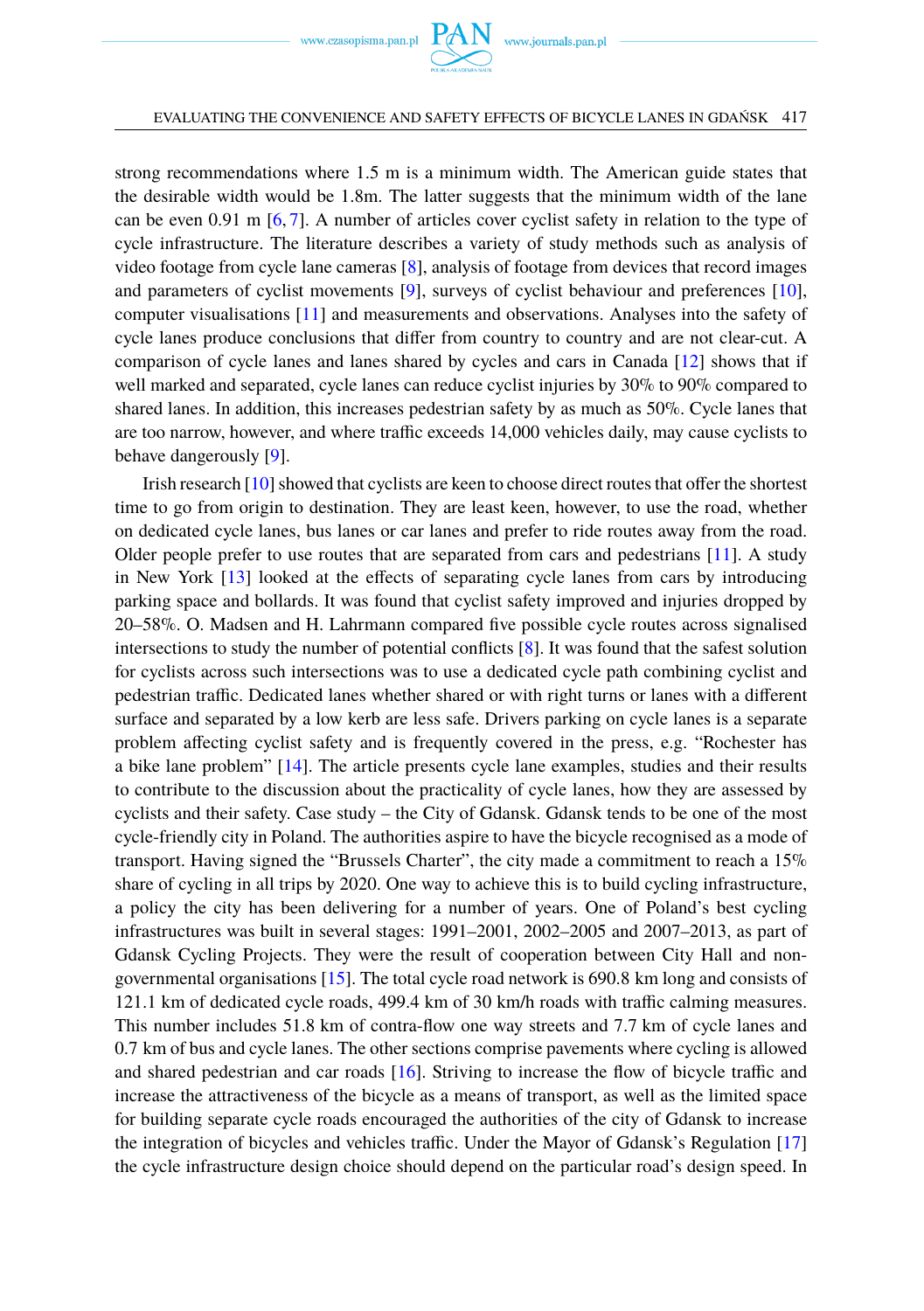strong recommendations where 1.5 m is a minimum width. The American guide states that the desirable width would be 1.8m. The latter suggests that the minimum width of the lane can be even 0.91 m [6, 7]. A number of articles cover cyclist safety in relation to the type of cycle infrastructure. The literature describes a variety of study methods such as analysis of video footage from cycle lane cameras [8], analysis of footage from devices that record images and parameters of cyclist movements [9], surveys of cyclist behaviour and preferences [10], computer visualisations [11] and measurements and observations. Analyses into the safety of cycle lanes produce conclusions that differ from country to country and are not clear-cut. A comparison of cycle lanes and lanes shared by cycles and cars in Canada [12] shows that if well marked and separated, cycle lanes can reduce cyclist injuries by 30% to 90% compared to shared lanes. In addition, this increases pedestrian safety by as much as 50%. Cycle lanes that are too narrow, however, and where traffic exceeds 14,000 vehicles daily, may cause cyclists to behave dangerously [9].

Irish research [10] showed that cyclists are keen to choose direct routes that offer the shortest time to go from origin to destination. They are least keen, however, to use the road, whether on dedicated cycle lanes, bus lanes or car lanes and prefer to ride routes away from the road. Older people prefer to use routes that are separated from cars and pedestrians [11]. A study in New York [13] looked at the effects of separating cycle lanes from cars by introducing parking space and bollards. It was found that cyclist safety improved and injuries dropped by 20–58%. O. Madsen and H. Lahrmann compared five possible cycle routes across signalised intersections to study the number of potential conflicts [8]. It was found that the safest solution for cyclists across such intersections was to use a dedicated cycle path combining cyclist and pedestrian traffic. Dedicated lanes whether shared or with right turns or lanes with a different surface and separated by a low kerb are less safe. Drivers parking on cycle lanes is a separate problem affecting cyclist safety and is frequently covered in the press, e.g. "Rochester has a bike lane problem" [14]. The article presents cycle lane examples, studies and their results to contribute to the discussion about the practicality of cycle lanes, how they are assessed by cyclists and their safety. Case study – the City of Gdansk. Gdansk tends to be one of the most cycle-friendly city in Poland. The authorities aspire to have the bicycle recognised as a mode of transport. Having signed the "Brussels Charter", the city made a commitment to reach a 15% share of cycling in all trips by 2020. One way to achieve this is to build cycling infrastructure, a policy the city has been delivering for a number of years. One of Poland's best cycling infrastructures was built in several stages: 1991–2001, 2002–2005 and 2007–2013, as part of Gdansk Cycling Projects. They were the result of cooperation between City Hall and non-governmental organisations [15]. The total cycle road network is 690.8 km long and consists of 121.1 km of dedicated cycle roads, 499.4 km of 30 km/h roads with traffic calming measures. This number includes 51.8 km of contra-flow one way streets and 7.7 km of cycle lanes and 0.7 km of bus and cycle lanes. The other sections comprise pavements where cycling is allowed and shared pedestrian and car roads [16]. Striving to increase the flow of bicycle traffic and increase the attractiveness of the bicycle as a means of transport, as well as the limited space for building separate cycle roads encouraged the authorities of the city of Gdansk to increase the integration of bicycles and vehicles traffic. Under the Mayor of Gdansk's Regulation [17] the cycle infrastructure design choice should depend on the particular road's design speed. In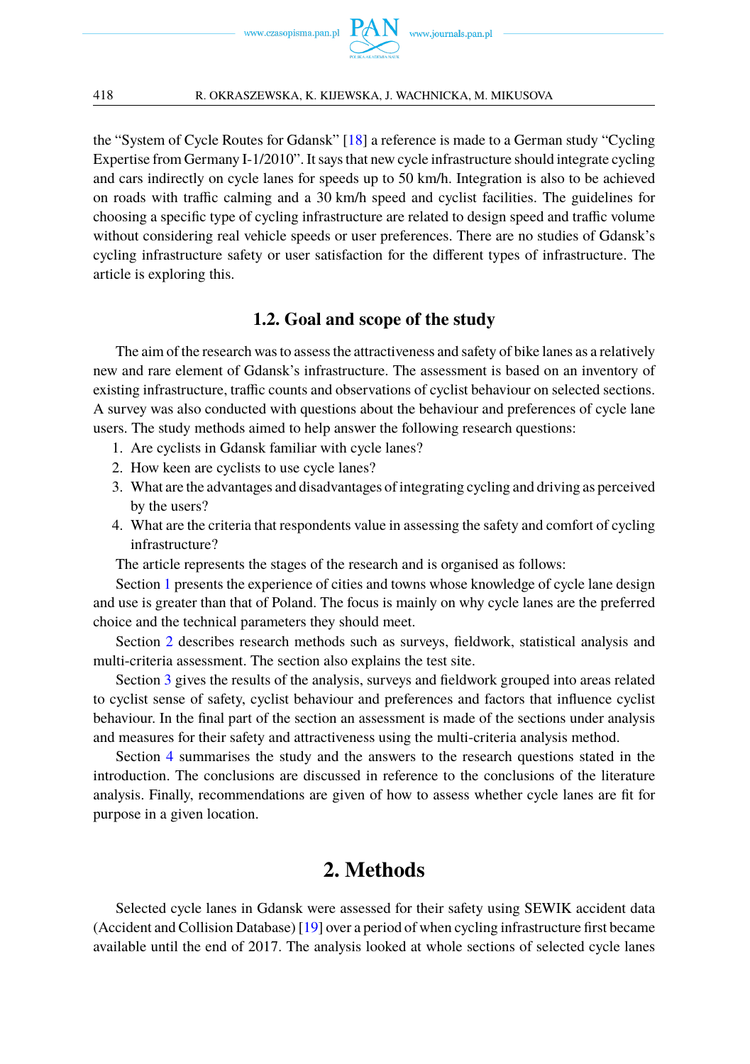the "System of Cycle Routes for Gdansk" [18] a reference is made to a German study "Cycling Expertise from Germany I-1/2010". It says that new cycle infrastructure should integrate cycling and cars indirectly on cycle lanes for speeds up to 50 km/h. Integration is also to be achieved on roads with traffic calming and a 30 km/h speed and cyclist facilities. The guidelines for choosing a specific type of cycling infrastructure are related to design speed and traffic volume without considering real vehicle speeds or user preferences. There are no studies of Gdansk's cycling infrastructure safety or user satisfaction for the different types of infrastructure. The article is exploring this.

### 1.2. Goal and scope of the study

The aim of the research was to assess the attractiveness and safety of bike lanes as a relatively new and rare element of Gdansk's infrastructure. The assessment is based on an inventory of existing infrastructure, traffic counts and observations of cyclist behaviour on selected sections. A survey was also conducted with questions about the behaviour and preferences of cycle lane users. The study methods aimed to help answer the following research questions:

1. Are cyclists in Gdansk familiar with cycle lanes?
2. How keen are cyclists to use cycle lanes?
3. What are the advantages and disadvantages of integrating cycling and driving as perceived by the users?
4. What are the criteria that respondents value in assessing the safety and comfort of cycling infrastructure?

The article represents the stages of the research and is organised as follows:

Section 1 presents the experience of cities and towns whose knowledge of cycle lane design and use is greater than that of Poland. The focus is mainly on why cycle lanes are the preferred choice and the technical parameters they should meet.

Section 2 describes research methods such as surveys, fieldwork, statistical analysis and multi-criteria assessment. The section also explains the test site.

Section 3 gives the results of the analysis, surveys and fieldwork grouped into areas related to cyclist sense of safety, cyclist behaviour and preferences and factors that influence cyclist behaviour. In the final part of the section an assessment is made of the sections under analysis and measures for their safety and attractiveness using the multi-criteria analysis method.

Section 4 summarises the study and the answers to the research questions stated in the introduction. The conclusions are discussed in reference to the conclusions of the literature analysis. Finally, recommendations are given of how to assess whether cycle lanes are fit for purpose in a given location.

## 2. Methods

Selected cycle lanes in Gdansk were assessed for their safety using SEWIK accident data (Accident and Collision Database) [19] over a period of when cycling infrastructure first became available until the end of 2017. The analysis looked at whole sections of selected cycle lanes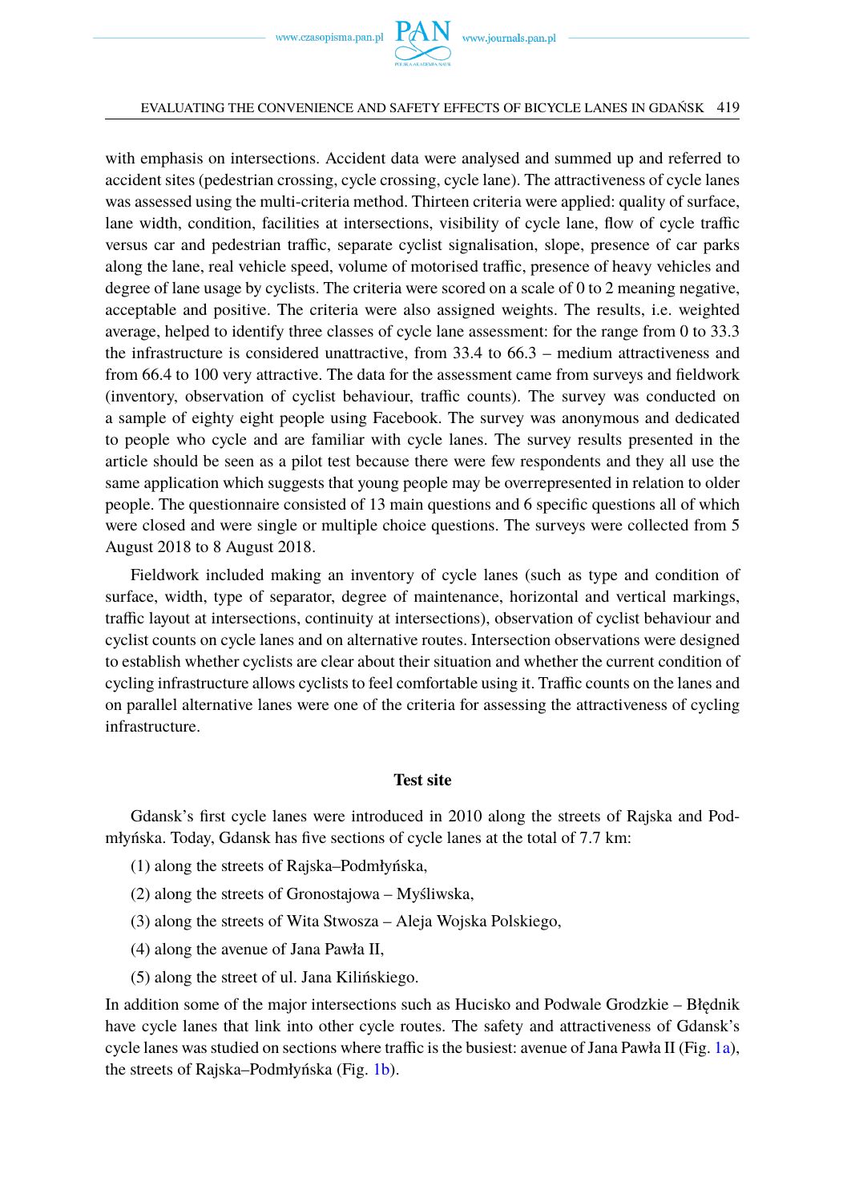with emphasis on intersections. Accident data were analysed and summed up and referred to accident sites (pedestrian crossing, cycle crossing, cycle lane). The attractiveness of cycle lanes was assessed using the multi-criteria method. Thirteen criteria were applied: quality of surface, lane width, condition, facilities at intersections, visibility of cycle lane, flow of cycle traffic versus car and pedestrian traffic, separate cyclist signalisation, slope, presence of car parks along the lane, real vehicle speed, volume of motorised traffic, presence of heavy vehicles and degree of lane usage by cyclists. The criteria were scored on a scale of 0 to 2 meaning negative, acceptable and positive. The criteria were also assigned weights. The results, i.e. weighted average, helped to identify three classes of cycle lane assessment: for the range from 0 to 33.3 the infrastructure is considered unattractive, from 33.4 to 66.3 – medium attractiveness and from 66.4 to 100 very attractive. The data for the assessment came from surveys and fieldwork (inventory, observation of cyclist behaviour, traffic counts). The survey was conducted on a sample of eighty eight people using Facebook. The survey was anonymous and dedicated to people who cycle and are familiar with cycle lanes. The survey results presented in the article should be seen as a pilot test because there were few respondents and they all use the same application which suggests that young people may be overrepresented in relation to older people. The questionnaire consisted of 13 main questions and 6 specific questions all of which were closed and were single or multiple choice questions. The surveys were collected from 5 August 2018 to 8 August 2018.

Fieldwork included making an inventory of cycle lanes (such as type and condition of surface, width, type of separator, degree of maintenance, horizontal and vertical markings, traffic layout at intersections, continuity at intersections), observation of cyclist behaviour and cyclist counts on cycle lanes and on alternative routes. Intersection observations were designed to establish whether cyclists are clear about their situation and whether the current condition of cycling infrastructure allows cyclists to feel comfortable using it. Traffic counts on the lanes and on parallel alternative lanes were one of the criteria for assessing the attractiveness of cycling infrastructure.

## Test site

Gdansk's first cycle lanes were introduced in 2010 along the streets of Rajska and Podmłyńska. Today, Gdansk has five sections of cycle lanes at the total of 7.7 km:

(1) along the streets of Rajska–Podmłyńska,

(2) along the streets of Gronostajowa – Myśliwska,

(3) along the streets of Wita Stwosza – Aleja Wojska Polskiego,

(4) along the avenue of Jana Pawła II,

(5) along the street of ul. Jana Kilińskiego.

In addition some of the major intersections such as Hucisko and Podwale Grodzkie – Błędnik have cycle lanes that link into other cycle routes. The safety and attractiveness of Gdansk's cycle lanes was studied on sections where traffic is the busiest: avenue of Jana Pawła II (Fig. 1a), the streets of Rajska–Podmłyńska (Fig. 1b).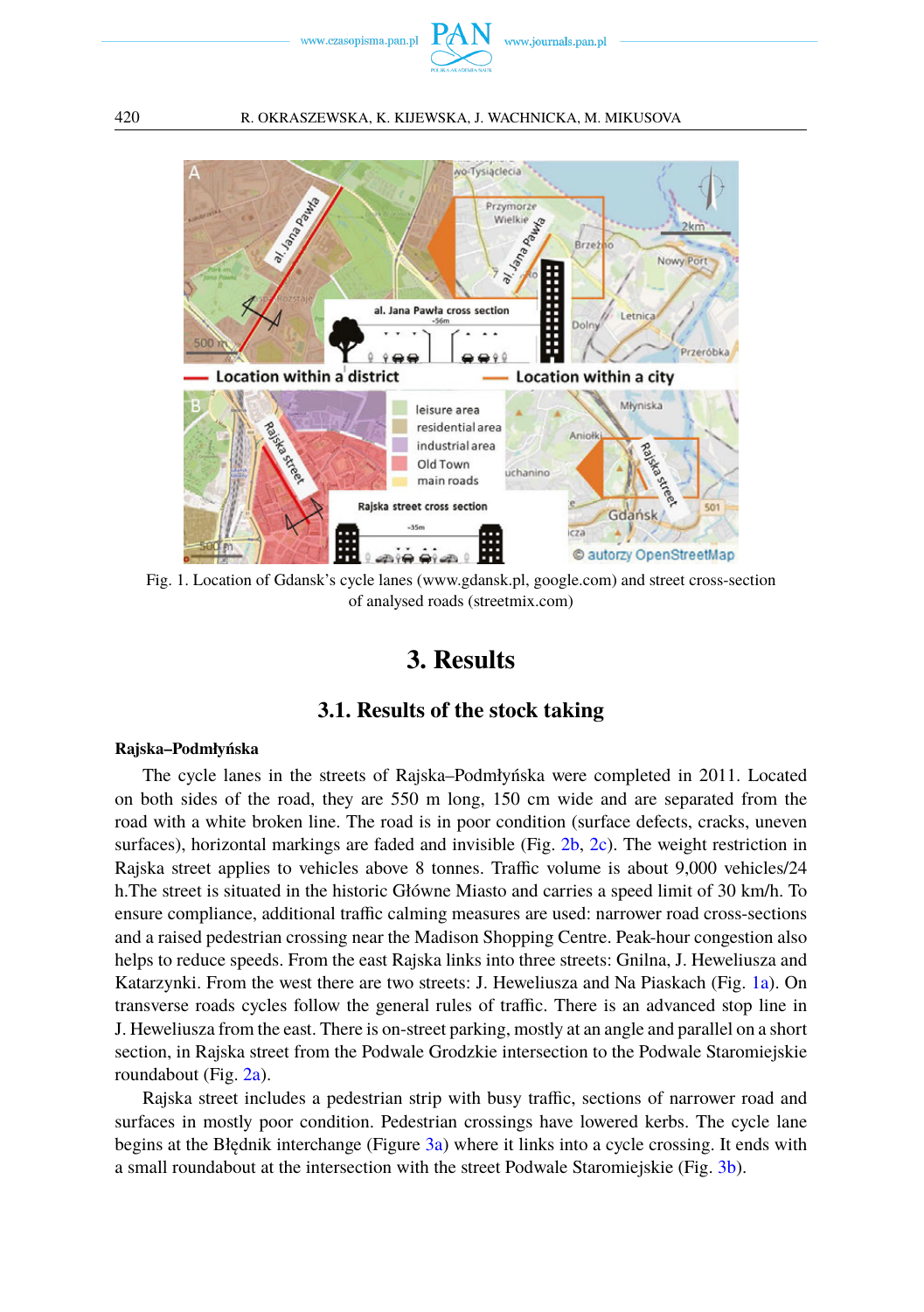Fig. 1. Location of Gdansk's cycle lanes (www.gdansk.pl, google.com) and street cross-section of analysed roads (streetmix.com)

## 3. Results

### 3.1. Results of the stock taking

**Rajska–Podmłyńska**

The cycle lanes in the streets of Rajska–Podmłyńska were completed in 2011. Located on both sides of the road, they are 550 m long, 150 cm wide and are separated from the road with a white broken line. The road is in poor condition (surface defects, cracks, uneven surfaces), horizontal markings are faded and invisible (Fig. 2b, 2c). The weight restriction in Rajska street applies to vehicles above 8 tonnes. Traffic volume is about 9,000 vehicles/24 h.The street is situated in the historic Główne Miasto and carries a speed limit of 30 km/h. To ensure compliance, additional traffic calming measures are used: narrower road cross-sections and a raised pedestrian crossing near the Madison Shopping Centre. Peak-hour congestion also helps to reduce speeds. From the east Rajska links into three streets: Gnilna, J. Heweliusza and Katarzynki. From the west there are two streets: J. Heweliusza and Na Piaskach (Fig. 1a). On transverse roads cycles follow the general rules of traffic. There is an advanced stop line in J. Heweliusza from the east. There is on-street parking, mostly at an angle and parallel on a short section, in Rajska street from the Podwale Grodzkie intersection to the Podwale Staromiejskie roundabout (Fig. 2a).

Rajska street includes a pedestrian strip with busy traffic, sections of narrower road and surfaces in mostly poor condition. Pedestrian crossings have lowered kerbs. The cycle lane begins at the Błędnik interchange (Figure 3a) where it links into a cycle crossing. It ends with a small roundabout at the intersection with the street Podwale Staromiejskie (Fig. 3b).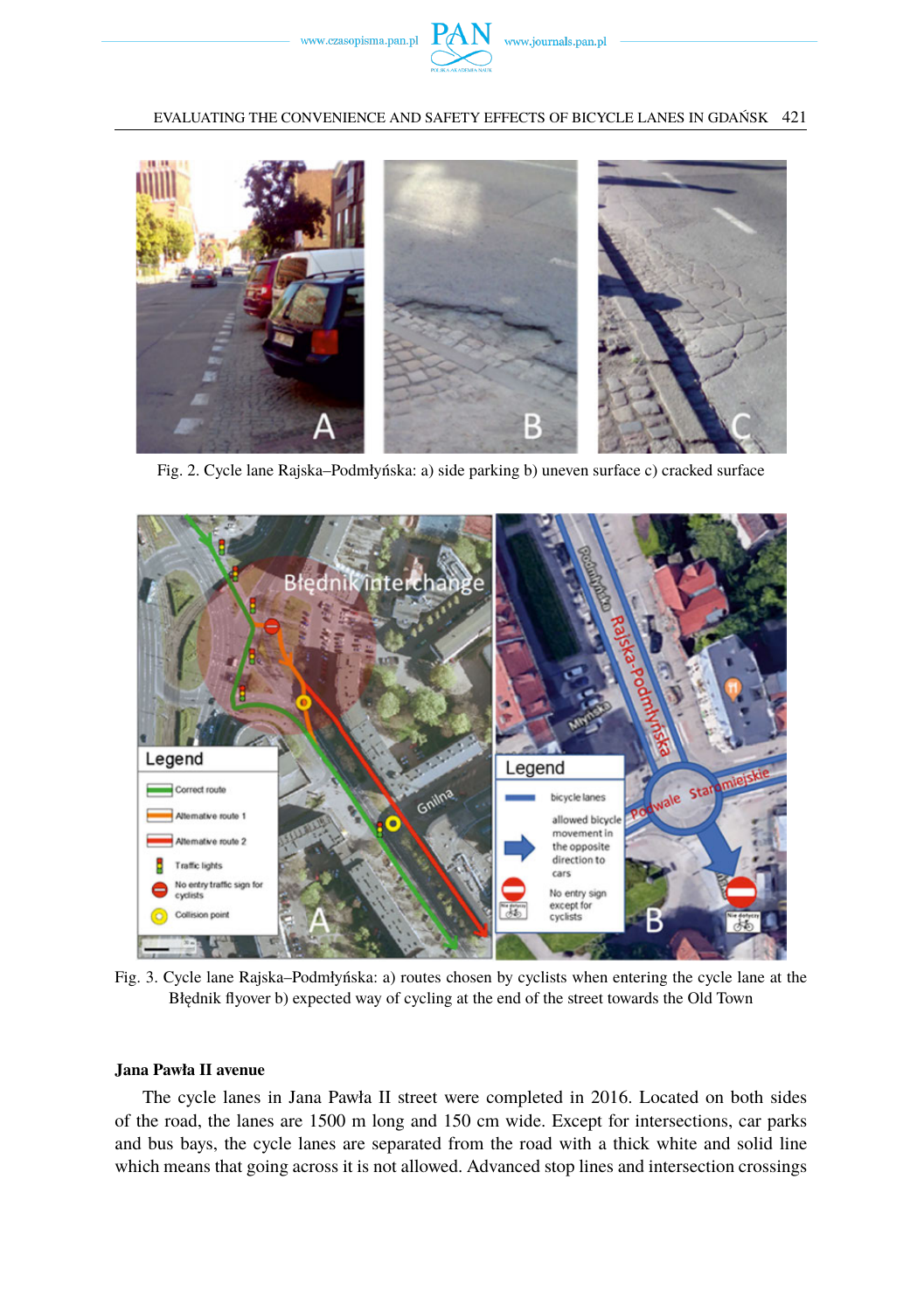Fig. 2. Cycle lane Rajska–Podmłyńska: a) side parking b) uneven surface c) cracked surface

Fig. 3. Cycle lane Rajska–Podmłyńska: a) routes chosen by cyclists when entering the cycle lane at the Błędnik flyover b) expected way of cycling at the end of the street towards the Old Town

**Jana Pawła II avenue**

The cycle lanes in Jana Pawła II street were completed in 2016. Located on both sides of the road, the lanes are 1500 m long and 150 cm wide. Except for intersections, car parks and bus bays, the cycle lanes are separated from the road with a thick white and solid line which means that going across it is not allowed. Advanced stop lines and intersection crossings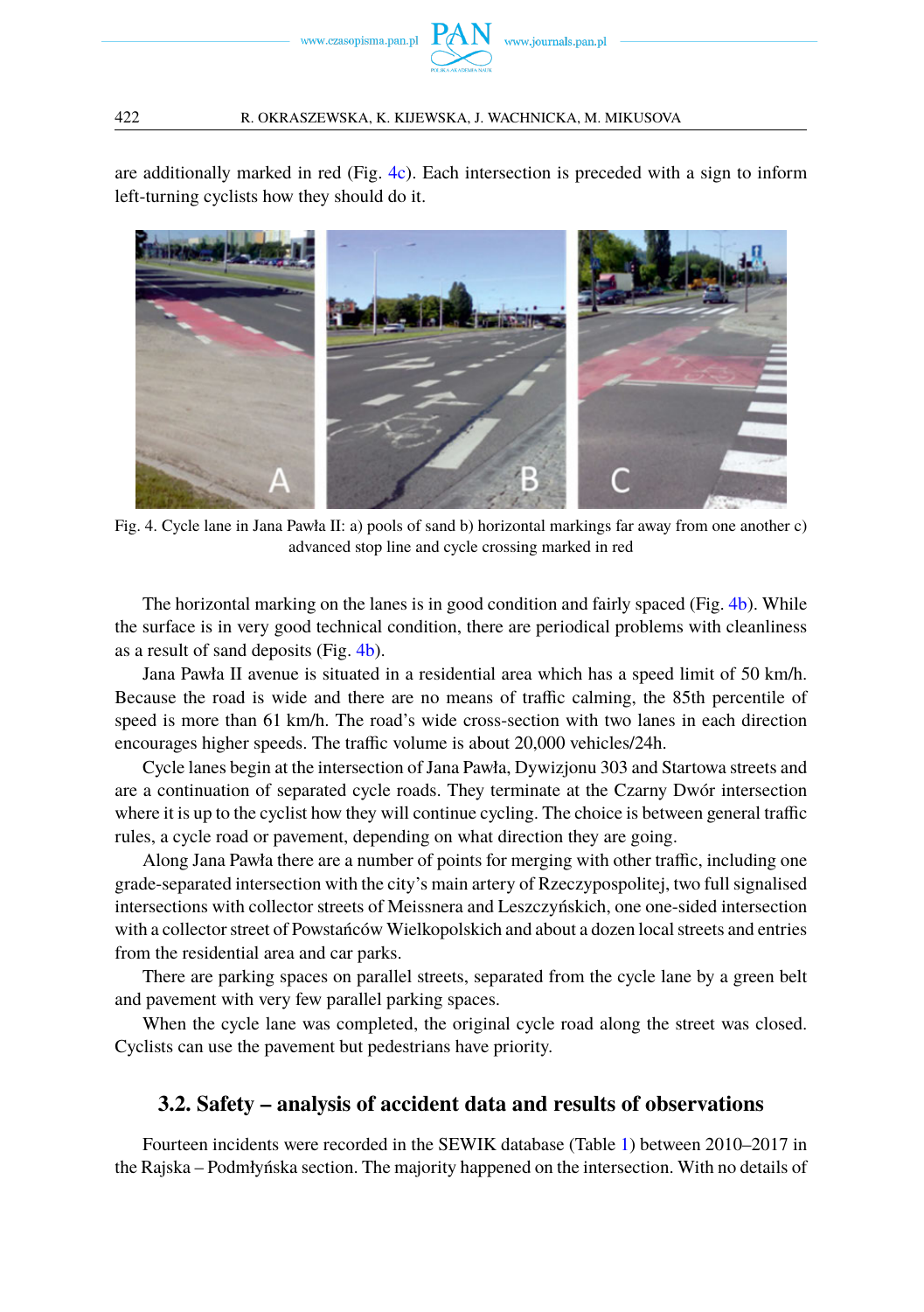are additionally marked in red (Fig. 4c). Each intersection is preceded with a sign to inform left-turning cyclists how they should do it.

Fig. 4. Cycle lane in Jana Pawła II: a) pools of sand b) horizontal markings far away from one another c) advanced stop line and cycle crossing marked in red

The horizontal marking on the lanes is in good condition and fairly spaced (Fig. 4b). While the surface is in very good technical condition, there are periodical problems with cleanliness as a result of sand deposits (Fig. 4b).

Jana Pawła II avenue is situated in a residential area which has a speed limit of 50 km/h. Because the road is wide and there are no means of traffic calming, the 85th percentile of speed is more than 61 km/h. The road's wide cross-section with two lanes in each direction encourages higher speeds. The traffic volume is about 20,000 vehicles/24h.

Cycle lanes begin at the intersection of Jana Pawła, Dywizjonu 303 and Startowa streets and are a continuation of separated cycle roads. They terminate at the Czarny Dwór intersection where it is up to the cyclist how they will continue cycling. The choice is between general traffic rules, a cycle road or pavement, depending on what direction they are going.

Along Jana Pawła there are a number of points for merging with other traffic, including one grade-separated intersection with the city's main artery of Rzeczypospolitej, two full signalised intersections with collector streets of Meissnera and Leszczyńskich, one one-sided intersection with a collector street of Powstańców Wielkopolskich and about a dozen local streets and entries from the residential area and car parks.

There are parking spaces on parallel streets, separated from the cycle lane by a green belt and pavement with very few parallel parking spaces.

When the cycle lane was completed, the original cycle road along the street was closed. Cyclists can use the pavement but pedestrians have priority.

### 3.2. Safety – analysis of accident data and results of observations

Fourteen incidents were recorded in the SEWIK database (Table 1) between 2010–2017 in the Rajska – Podmłyńska section. The majority happened on the intersection. With no details of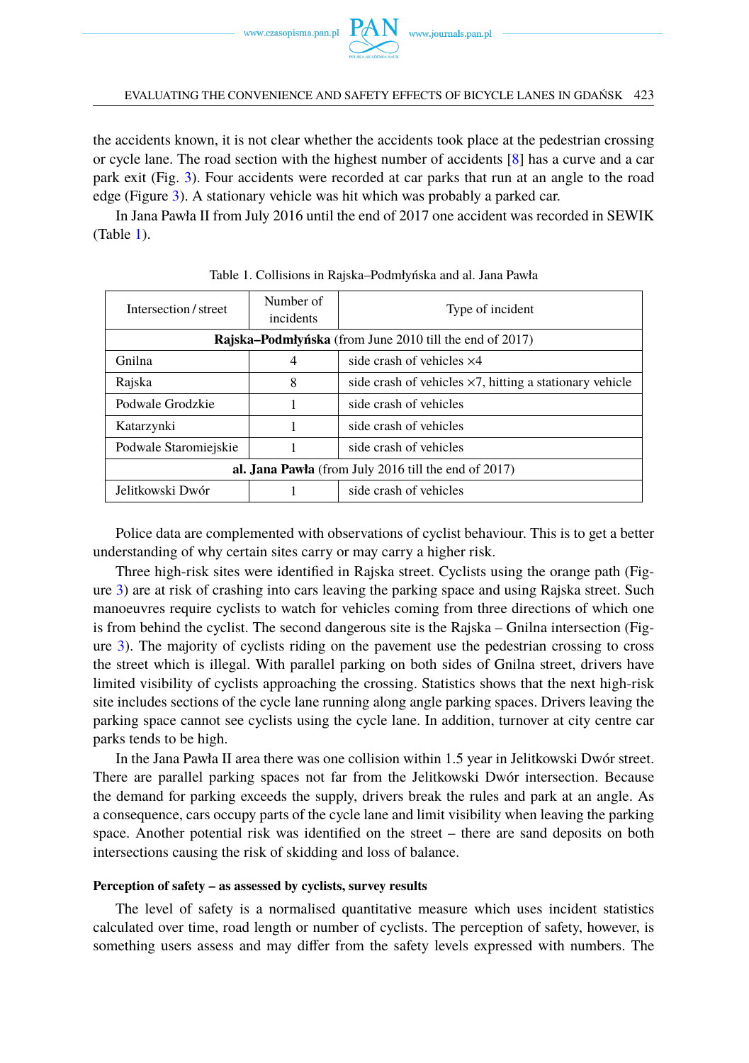the accidents known, it is not clear whether the accidents took place at the pedestrian crossing or cycle lane. The road section with the highest number of accidents [8] has a curve and a car park exit (Fig. 3). Four accidents were recorded at car parks that run at an angle to the road edge (Figure 3). A stationary vehicle was hit which was probably a parked car.

In Jana Pawła II from July 2016 until the end of 2017 one accident was recorded in SEWIK (Table 1).

Table 1. Collisions in Rajska–Podmłyńska and al. Jana Pawła

| Intersection / street | Number of incidents | Type of incident |
|---|---|---|
| **Rajska–Podmłyńska** (from June 2010 till the end of 2017) | | |
| Gnilna | 4 | side crash of vehicles ×4 |
| Rajska | 8 | side crash of vehicles ×7, hitting a stationary vehicle |
| Podwale Grodzkie | 1 | side crash of vehicles |
| Katarzynki | 1 | side crash of vehicles |
| Podwale Staromiejskie | 1 | side crash of vehicles |
| **al. Jana Pawła** (from July 2016 till the end of 2017) | | |
| Jelitkowski Dwór | 1 | side crash of vehicles |

Police data are complemented with observations of cyclist behaviour. This is to get a better understanding of why certain sites carry or may carry a higher risk.

Three high-risk sites were identified in Rajska street. Cyclists using the orange path (Figure 3) are at risk of crashing into cars leaving the parking space and using Rajska street. Such manoeuvres require cyclists to watch for vehicles coming from three directions of which one is from behind the cyclist. The second dangerous site is the Rajska – Gnilna intersection (Figure 3). The majority of cyclists riding on the pavement use the pedestrian crossing to cross the street which is illegal. With parallel parking on both sides of Gnilna street, drivers have limited visibility of cyclists approaching the crossing. Statistics shows that the next high-risk site includes sections of the cycle lane running along angle parking spaces. Drivers leaving the parking space cannot see cyclists using the cycle lane. In addition, turnover at city centre car parks tends to be high.

In the Jana Pawła II area there was one collision within 1.5 year in Jelitkowski Dwór street. There are parallel parking spaces not far from the Jelitkowski Dwór intersection. Because the demand for parking exceeds the supply, drivers break the rules and park at an angle. As a consequence, cars occupy parts of the cycle lane and limit visibility when leaving the parking space. Another potential risk was identified on the street – there are sand deposits on both intersections causing the risk of skidding and loss of balance.

**Perception of safety – as assessed by cyclists, survey results**

The level of safety is a normalised quantitative measure which uses incident statistics calculated over time, road length or number of cyclists. The perception of safety, however, is something users assess and may differ from the safety levels expressed with numbers. The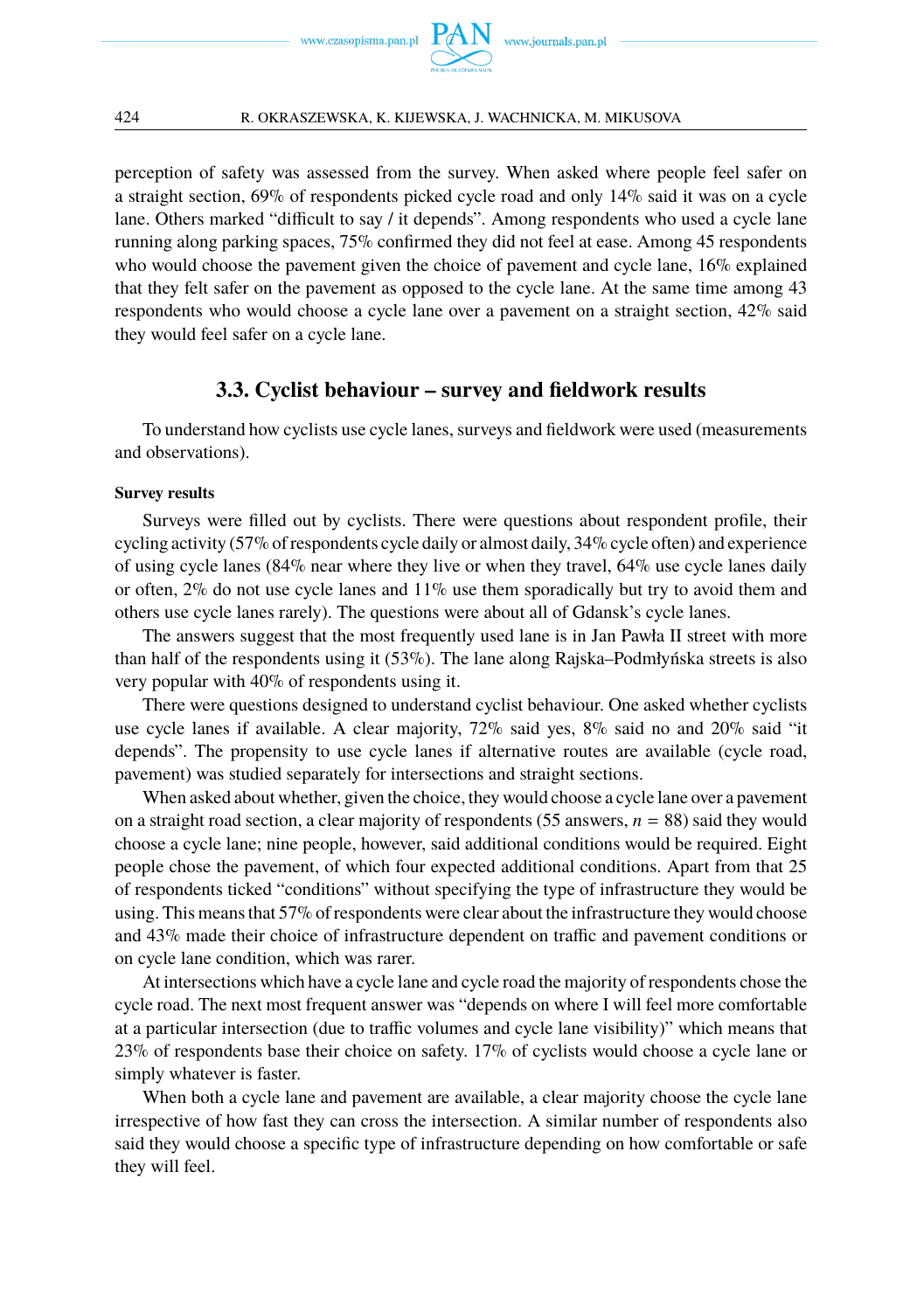perception of safety was assessed from the survey. When asked where people feel safer on a straight section, 69% of respondents picked cycle road and only 14% said it was on a cycle lane. Others marked "difficult to say / it depends". Among respondents who used a cycle lane running along parking spaces, 75% confirmed they did not feel at ease. Among 45 respondents who would choose the pavement given the choice of pavement and cycle lane, 16% explained that they felt safer on the pavement as opposed to the cycle lane. At the same time among 43 respondents who would choose a cycle lane over a pavement on a straight section, 42% said they would feel safer on a cycle lane.

### 3.3. Cyclist behaviour – survey and fieldwork results

To understand how cyclists use cycle lanes, surveys and fieldwork were used (measurements and observations).

**Survey results**

Surveys were filled out by cyclists. There were questions about respondent profile, their cycling activity (57% of respondents cycle daily or almost daily, 34% cycle often) and experience of using cycle lanes (84% near where they live or when they travel, 64% use cycle lanes daily or often, 2% do not use cycle lanes and 11% use them sporadically but try to avoid them and others use cycle lanes rarely). The questions were about all of Gdansk's cycle lanes.

The answers suggest that the most frequently used lane is in Jan Pawła II street with more than half of the respondents using it (53%). The lane along Rajska–Podmłyńska streets is also very popular with 40% of respondents using it.

There were questions designed to understand cyclist behaviour. One asked whether cyclists use cycle lanes if available. A clear majority, 72% said yes, 8% said no and 20% said "it depends". The propensity to use cycle lanes if alternative routes are available (cycle road, pavement) was studied separately for intersections and straight sections.

When asked about whether, given the choice, they would choose a cycle lane over a pavement on a straight road section, a clear majority of respondents (55 answers, $n = 88$) said they would choose a cycle lane; nine people, however, said additional conditions would be required. Eight people chose the pavement, of which four expected additional conditions. Apart from that 25 of respondents ticked "conditions" without specifying the type of infrastructure they would be using. This means that 57% of respondents were clear about the infrastructure they would choose and 43% made their choice of infrastructure dependent on traffic and pavement conditions or on cycle lane condition, which was rarer.

At intersections which have a cycle lane and cycle road the majority of respondents chose the cycle road. The next most frequent answer was "depends on where I will feel more comfortable at a particular intersection (due to traffic volumes and cycle lane visibility)" which means that 23% of respondents base their choice on safety. 17% of cyclists would choose a cycle lane or simply whatever is faster.

When both a cycle lane and pavement are available, a clear majority choose the cycle lane irrespective of how fast they can cross the intersection. A similar number of respondents also said they would choose a specific type of infrastructure depending on how comfortable or safe they will feel.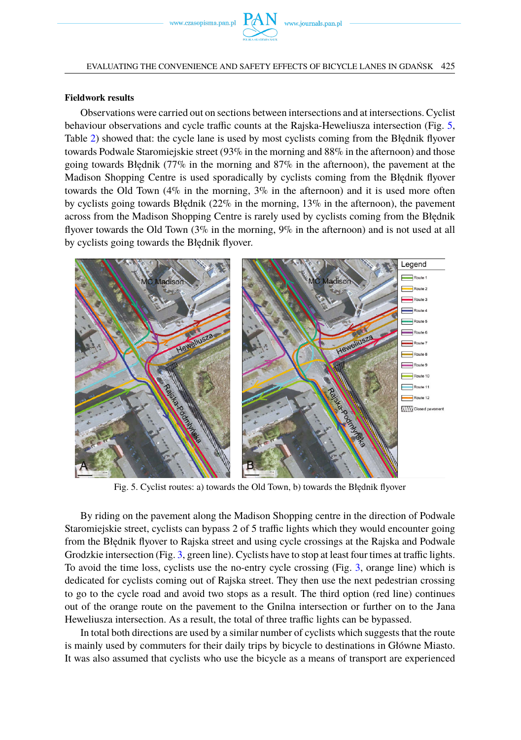### Fieldwork results

Observations were carried out on sections between intersections and at intersections. Cyclist behaviour observations and cycle traffic counts at the Rajska-Heweliusza intersection (Fig. 5, Table 2) showed that: the cycle lane is used by most cyclists coming from the Błędnik flyover towards Podwale Staromiejskie street (93% in the morning and 88% in the afternoon) and those going towards Błędnik (77% in the morning and 87% in the afternoon), the pavement at the Madison Shopping Centre is used sporadically by cyclists coming from the Błędnik flyover towards the Old Town (4% in the morning, 3% in the afternoon) and it is used more often by cyclists going towards Błędnik (22% in the morning, 13% in the afternoon), the pavement across from the Madison Shopping Centre is rarely used by cyclists coming from the Błędnik flyover towards the Old Town (3% in the morning, 9% in the afternoon) and is not used at all by cyclists going towards the Błędnik flyover.

Fig. 5. Cyclist routes: a) towards the Old Town, b) towards the Błędnik flyover

By riding on the pavement along the Madison Shopping centre in the direction of Podwale Staromiejskie street, cyclists can bypass 2 of 5 traffic lights which they would encounter going from the Błędnik flyover to Rajska street and using cycle crossings at the Rajska and Podwale Grodzkie intersection (Fig. 3, green line). Cyclists have to stop at least four times at traffic lights. To avoid the time loss, cyclists use the no-entry cycle crossing (Fig. 3, orange line) which is dedicated for cyclists coming out of Rajska street. They then use the next pedestrian crossing to go to the cycle road and avoid two stops as a result. The third option (red line) continues out of the orange route on the pavement to the Gnilna intersection or further on to the Jana Heweliusza intersection. As a result, the total of three traffic lights can be bypassed.

In total both directions are used by a similar number of cyclists which suggests that the route is mainly used by commuters for their daily trips by bicycle to destinations in Główne Miasto. It was also assumed that cyclists who use the bicycle as a means of transport are experienced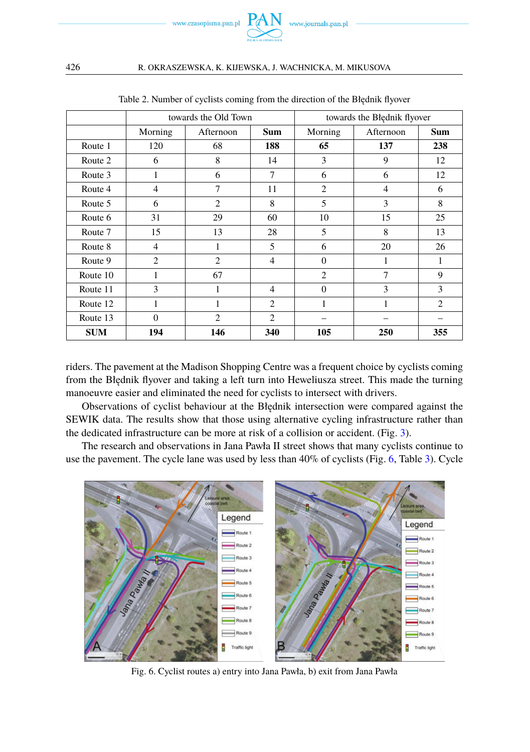Table 2. Number of cyclists coming from the direction of the Błędnik flyover

| | towards the Old Town | | | towards the Błędnik flyover | | |
|---|---|---|---|---|---|---|
| | Morning | Afternoon | **Sum** | Morning | Afternoon | **Sum** |
| Route 1 | 120 | 68 | **188** | **65** | **137** | **238** |
| Route 2 | 6 | 8 | 14 | 3 | 9 | 12 |
| Route 3 | 1 | 6 | 7 | 6 | 6 | 12 |
| Route 4 | 4 | 7 | 11 | 2 | 4 | 6 |
| Route 5 | 6 | 2 | 8 | 5 | 3 | 8 |
| Route 6 | 31 | 29 | 60 | 10 | 15 | 25 |
| Route 7 | 15 | 13 | 28 | 5 | 8 | 13 |
| Route 8 | 4 | 1 | 5 | 6 | 20 | 26 |
| Route 9 | 2 | 2 | 4 | 0 | 1 | 1 |
| Route 10 | 1 | 67 | | 2 | 7 | 9 |
| Route 11 | 3 | 1 | 4 | 0 | 3 | 3 |
| Route 12 | 1 | 1 | 2 | 1 | 1 | 2 |
| Route 13 | 0 | 2 | 2 | – | – | – |
| **SUM** | **194** | **146** | **340** | **105** | **250** | **355** |

riders. The pavement at the Madison Shopping Centre was a frequent choice by cyclists coming from the Błędnik flyover and taking a left turn into Heweliusza street. This made the turning manoeuvre easier and eliminated the need for cyclists to intersect with drivers.

Observations of cyclist behaviour at the Błędnik intersection were compared against the SEWIK data. The results show that those using alternative cycling infrastructure rather than the dedicated infrastructure can be more at risk of a collision or accident. (Fig. 3).

The research and observations in Jana Pawła II street shows that many cyclists continue to use the pavement. The cycle lane was used by less than 40% of cyclists (Fig. 6, Table 3). Cycle

Fig. 6. Cyclist routes a) entry into Jana Pawła, b) exit from Jana Pawła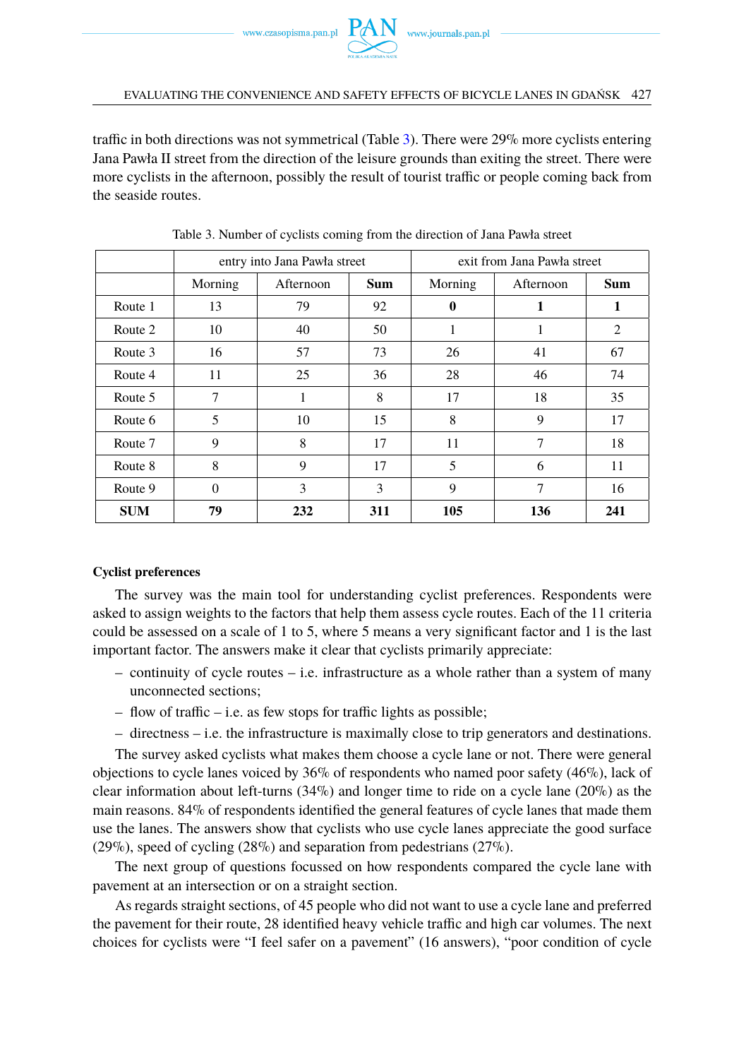traffic in both directions was not symmetrical (Table 3). There were 29% more cyclists entering Jana Pawła II street from the direction of the leisure grounds than exiting the street. There were more cyclists in the afternoon, possibly the result of tourist traffic or people coming back from the seaside routes.

Table 3. Number of cyclists coming from the direction of Jana Pawła street

| | entry into Jana Pawła street | | | exit from Jana Pawła street | | |
|---|---|---|---|---|---|---|
| | Morning | Afternoon | **Sum** | Morning | Afternoon | **Sum** |
| Route 1 | 13 | 79 | 92 | **0** | **1** | **1** |
| Route 2 | 10 | 40 | 50 | 1 | 1 | 2 |
| Route 3 | 16 | 57 | 73 | 26 | 41 | 67 |
| Route 4 | 11 | 25 | 36 | 28 | 46 | 74 |
| Route 5 | 7 | 1 | 8 | 17 | 18 | 35 |
| Route 6 | 5 | 10 | 15 | 8 | 9 | 17 |
| Route 7 | 9 | 8 | 17 | 11 | 7 | 18 |
| Route 8 | 8 | 9 | 17 | 5 | 6 | 11 |
| Route 9 | 0 | 3 | 3 | 9 | 7 | 16 |
| **SUM** | **79** | **232** | **311** | **105** | **136** | **241** |

**Cyclist preferences**

The survey was the main tool for understanding cyclist preferences. Respondents were asked to assign weights to the factors that help them assess cycle routes. Each of the 11 criteria could be assessed on a scale of 1 to 5, where 5 means a very significant factor and 1 is the last important factor. The answers make it clear that cyclists primarily appreciate:

- continuity of cycle routes – i.e. infrastructure as a whole rather than a system of many unconnected sections;
- flow of traffic – i.e. as few stops for traffic lights as possible;
- directness – i.e. the infrastructure is maximally close to trip generators and destinations.

The survey asked cyclists what makes them choose a cycle lane or not. There were general objections to cycle lanes voiced by 36% of respondents who named poor safety (46%), lack of clear information about left-turns (34%) and longer time to ride on a cycle lane (20%) as the main reasons. 84% of respondents identified the general features of cycle lanes that made them use the lanes. The answers show that cyclists who use cycle lanes appreciate the good surface (29%), speed of cycling (28%) and separation from pedestrians (27%).

The next group of questions focussed on how respondents compared the cycle lane with pavement at an intersection or on a straight section.

As regards straight sections, of 45 people who did not want to use a cycle lane and preferred the pavement for their route, 28 identified heavy vehicle traffic and high car volumes. The next choices for cyclists were "I feel safer on a pavement" (16 answers), "poor condition of cycle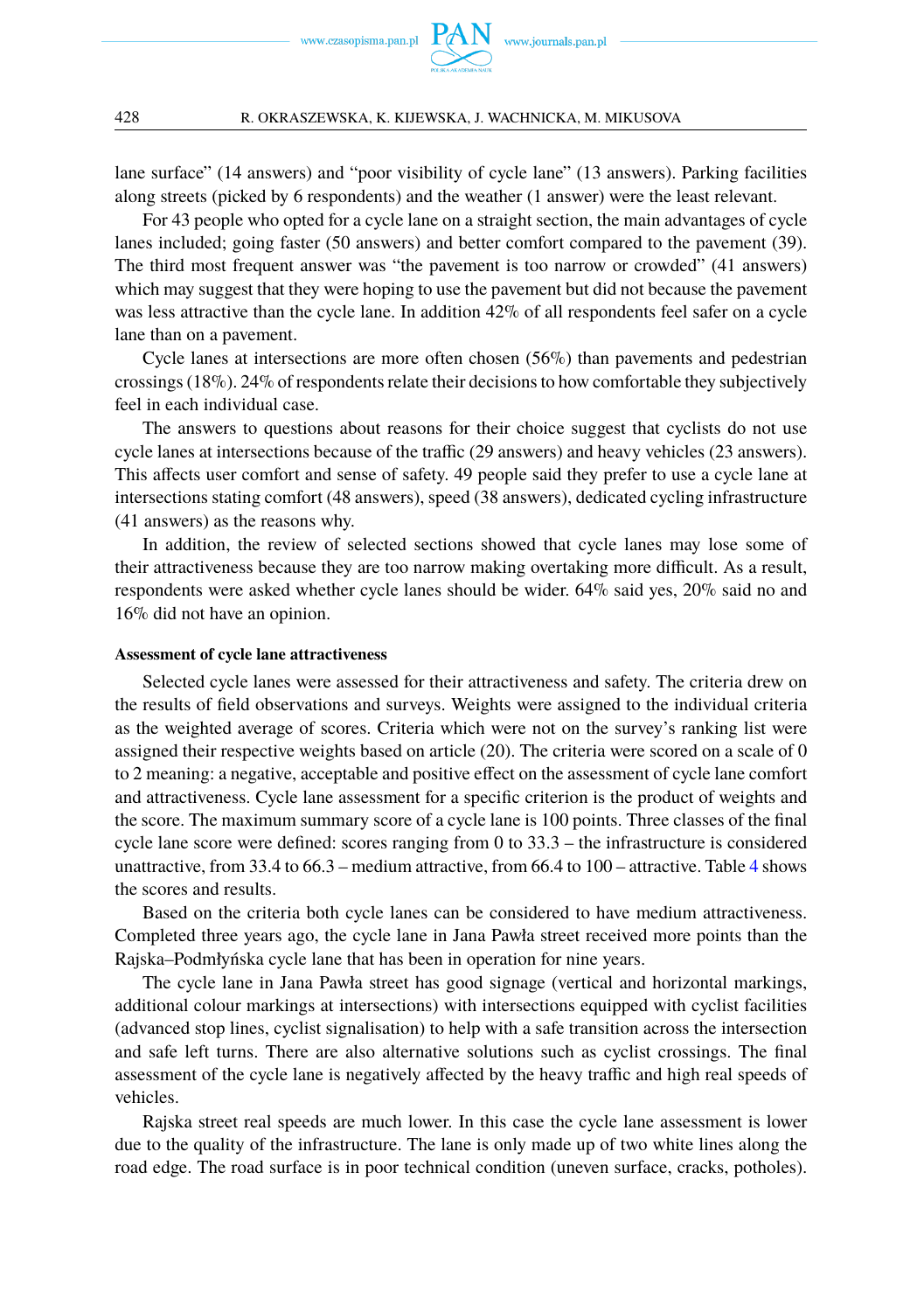lane surface" (14 answers) and "poor visibility of cycle lane" (13 answers). Parking facilities along streets (picked by 6 respondents) and the weather (1 answer) were the least relevant.

For 43 people who opted for a cycle lane on a straight section, the main advantages of cycle lanes included; going faster (50 answers) and better comfort compared to the pavement (39). The third most frequent answer was "the pavement is too narrow or crowded" (41 answers) which may suggest that they were hoping to use the pavement but did not because the pavement was less attractive than the cycle lane. In addition 42% of all respondents feel safer on a cycle lane than on a pavement.

Cycle lanes at intersections are more often chosen (56%) than pavements and pedestrian crossings (18%). 24% of respondents relate their decisions to how comfortable they subjectively feel in each individual case.

The answers to questions about reasons for their choice suggest that cyclists do not use cycle lanes at intersections because of the traffic (29 answers) and heavy vehicles (23 answers). This affects user comfort and sense of safety. 49 people said they prefer to use a cycle lane at intersections stating comfort (48 answers), speed (38 answers), dedicated cycling infrastructure (41 answers) as the reasons why.

In addition, the review of selected sections showed that cycle lanes may lose some of their attractiveness because they are too narrow making overtaking more difficult. As a result, respondents were asked whether cycle lanes should be wider. 64% said yes, 20% said no and 16% did not have an opinion.

**Assessment of cycle lane attractiveness**

Selected cycle lanes were assessed for their attractiveness and safety. The criteria drew on the results of field observations and surveys. Weights were assigned to the individual criteria as the weighted average of scores. Criteria which were not on the survey's ranking list were assigned their respective weights based on article (20). The criteria were scored on a scale of 0 to 2 meaning: a negative, acceptable and positive effect on the assessment of cycle lane comfort and attractiveness. Cycle lane assessment for a specific criterion is the product of weights and the score. The maximum summary score of a cycle lane is 100 points. Three classes of the final cycle lane score were defined: scores ranging from 0 to 33.3 – the infrastructure is considered unattractive, from 33.4 to 66.3 – medium attractive, from 66.4 to 100 – attractive. Table 4 shows the scores and results.

Based on the criteria both cycle lanes can be considered to have medium attractiveness. Completed three years ago, the cycle lane in Jana Pawła street received more points than the Rajska–Podmłyńska cycle lane that has been in operation for nine years.

The cycle lane in Jana Pawła street has good signage (vertical and horizontal markings, additional colour markings at intersections) with intersections equipped with cyclist facilities (advanced stop lines, cyclist signalisation) to help with a safe transition across the intersection and safe left turns. There are also alternative solutions such as cyclist crossings. The final assessment of the cycle lane is negatively affected by the heavy traffic and high real speeds of vehicles.

Rajska street real speeds are much lower. In this case the cycle lane assessment is lower due to the quality of the infrastructure. The lane is only made up of two white lines along the road edge. The road surface is in poor technical condition (uneven surface, cracks, potholes).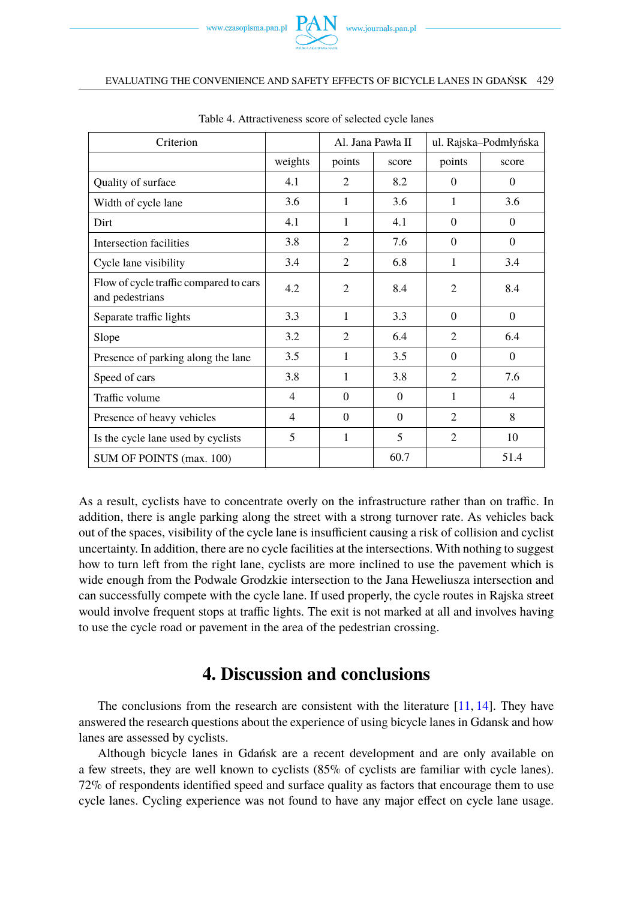Table 4. Attractiveness score of selected cycle lanes

| Criterion | | Al. Jana Pawła II | | ul. Rajska–Podmłyńska | |
|---|---|---|---|---|---|
| | weights | points | score | points | score |
| Quality of surface | 4.1 | 2 | 8.2 | 0 | 0 |
| Width of cycle lane | 3.6 | 1 | 3.6 | 1 | 3.6 |
| Dirt | 4.1 | 1 | 4.1 | 0 | 0 |
| Intersection facilities | 3.8 | 2 | 7.6 | 0 | 0 |
| Cycle lane visibility | 3.4 | 2 | 6.8 | 1 | 3.4 |
| Flow of cycle traffic compared to cars and pedestrians | 4.2 | 2 | 8.4 | 2 | 8.4 |
| Separate traffic lights | 3.3 | 1 | 3.3 | 0 | 0 |
| Slope | 3.2 | 2 | 6.4 | 2 | 6.4 |
| Presence of parking along the lane | 3.5 | 1 | 3.5 | 0 | 0 |
| Speed of cars | 3.8 | 1 | 3.8 | 2 | 7.6 |
| Traffic volume | 4 | 0 | 0 | 1 | 4 |
| Presence of heavy vehicles | 4 | 0 | 0 | 2 | 8 |
| Is the cycle lane used by cyclists | 5 | 1 | 5 | 2 | 10 |
| SUM OF POINTS (max. 100) | | | 60.7 | | 51.4 |

As a result, cyclists have to concentrate overly on the infrastructure rather than on traffic. In addition, there is angle parking along the street with a strong turnover rate. As vehicles back out of the spaces, visibility of the cycle lane is insufficient causing a risk of collision and cyclist uncertainty. In addition, there are no cycle facilities at the intersections. With nothing to suggest how to turn left from the right lane, cyclists are more inclined to use the pavement which is wide enough from the Podwale Grodzkie intersection to the Jana Heweliusza intersection and can successfully compete with the cycle lane. If used properly, the cycle routes in Rajska street would involve frequent stops at traffic lights. The exit is not marked at all and involves having to use the cycle road or pavement in the area of the pedestrian crossing.

## 4. Discussion and conclusions

The conclusions from the research are consistent with the literature [11, 14]. They have answered the research questions about the experience of using bicycle lanes in Gdansk and how lanes are assessed by cyclists.

Although bicycle lanes in Gdańsk are a recent development and are only available on a few streets, they are well known to cyclists (85% of cyclists are familiar with cycle lanes). 72% of respondents identified speed and surface quality as factors that encourage them to use cycle lanes. Cycling experience was not found to have any major effect on cycle lane usage.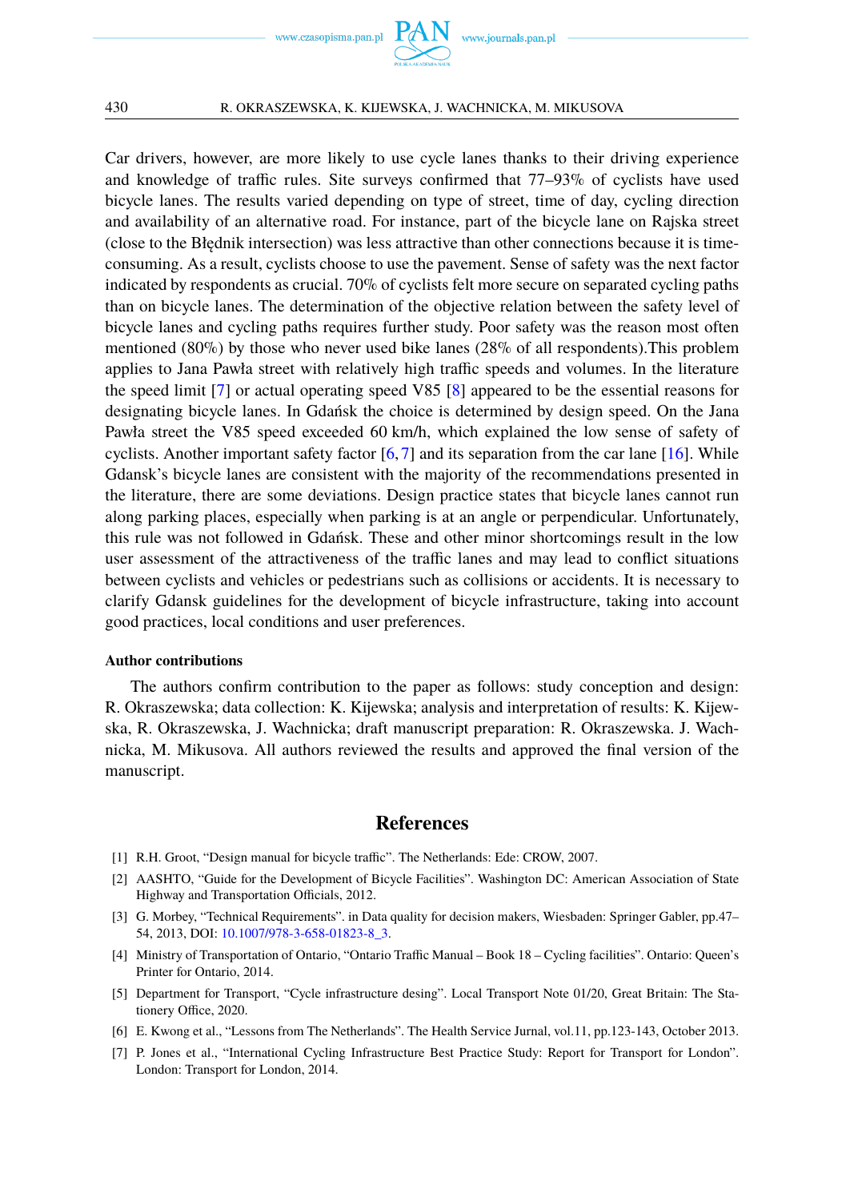Car drivers, however, are more likely to use cycle lanes thanks to their driving experience and knowledge of traffic rules. Site surveys confirmed that 77–93% of cyclists have used bicycle lanes. The results varied depending on type of street, time of day, cycling direction and availability of an alternative road. For instance, part of the bicycle lane on Rajska street (close to the Błędnik intersection) was less attractive than other connections because it is time-consuming. As a result, cyclists choose to use the pavement. Sense of safety was the next factor indicated by respondents as crucial. 70% of cyclists felt more secure on separated cycling paths than on bicycle lanes. The determination of the objective relation between the safety level of bicycle lanes and cycling paths requires further study. Poor safety was the reason most often mentioned (80%) by those who never used bike lanes (28% of all respondents).This problem applies to Jana Pawła street with relatively high traffic speeds and volumes. In the literature the speed limit [7] or actual operating speed V85 [8] appeared to be the essential reasons for designating bicycle lanes. In Gdańsk the choice is determined by design speed. On the Jana Pawła street the V85 speed exceeded 60 km/h, which explained the low sense of safety of cyclists. Another important safety factor [6, 7] and its separation from the car lane [16]. While Gdansk's bicycle lanes are consistent with the majority of the recommendations presented in the literature, there are some deviations. Design practice states that bicycle lanes cannot run along parking places, especially when parking is at an angle or perpendicular. Unfortunately, this rule was not followed in Gdańsk. These and other minor shortcomings result in the low user assessment of the attractiveness of the traffic lanes and may lead to conflict situations between cyclists and vehicles or pedestrians such as collisions or accidents. It is necessary to clarify Gdansk guidelines for the development of bicycle infrastructure, taking into account good practices, local conditions and user preferences.

**Author contributions**

The authors confirm contribution to the paper as follows: study conception and design: R. Okraszewska; data collection: K. Kijewska; analysis and interpretation of results: K. Kijewska, R. Okraszewska, J. Wachnicka; draft manuscript preparation: R. Okraszewska. J. Wachnicka, M. Mikusova. All authors reviewed the results and approved the final version of the manuscript.

## References

[1] R.H. Groot, "Design manual for bicycle traffic". The Netherlands: Ede: CROW, 2007.

[2] AASHTO, "Guide for the Development of Bicycle Facilities". Washington DC: American Association of State Highway and Transportation Officials, 2012.

[3] G. Morbey, "Technical Requirements". in Data quality for decision makers, Wiesbaden: Springer Gabler, pp.47–54, 2013, DOI: 10.1007/978-3-658-01823-8_3.

[4] Ministry of Transportation of Ontario, "Ontario Traffic Manual – Book 18 – Cycling facilities". Ontario: Queen's Printer for Ontario, 2014.

[5] Department for Transport, "Cycle infrastructure desing". Local Transport Note 01/20, Great Britain: The Stationery Office, 2020.

[6] E. Kwong et al., "Lessons from The Netherlands". The Health Service Jurnal, vol.11, pp.123-143, October 2013.

[7] P. Jones et al., "International Cycling Infrastructure Best Practice Study: Report for Transport for London". London: Transport for London, 2014.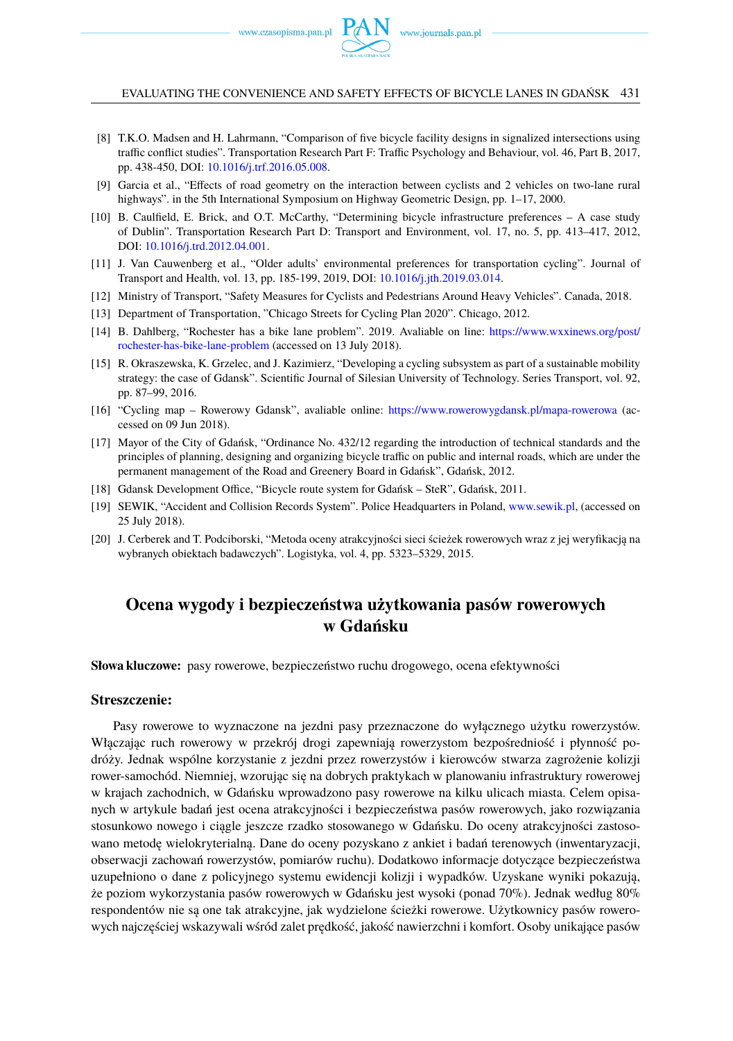[8] T.K.O. Madsen and H. Lahrmann, "Comparison of five bicycle facility designs in signalized intersections using traffic conflict studies". Transportation Research Part F: Traffic Psychology and Behaviour, vol. 46, Part B, 2017, pp. 438-450, DOI: 10.1016/j.trf.2016.05.008.

[9] Garcia et al., "Effects of road geometry on the interaction between cyclists and 2 vehicles on two-lane rural highways". in the 5th International Symposium on Highway Geometric Design, pp. 1–17, 2000.

[10] B. Caulfield, E. Brick, and O.T. McCarthy, "Determining bicycle infrastructure preferences – A case study of Dublin". Transportation Research Part D: Transport and Environment, vol. 17, no. 5, pp. 413–417, 2012, DOI: 10.1016/j.trd.2012.04.001.

[11] J. Van Cauwenberg et al., "Older adults' environmental preferences for transportation cycling". Journal of Transport and Health, vol. 13, pp. 185-199, 2019, DOI: 10.1016/j.jth.2019.03.014.

[12] Ministry of Transport, "Safety Measures for Cyclists and Pedestrians Around Heavy Vehicles". Canada, 2018.

[13] Department of Transportation, "Chicago Streets for Cycling Plan 2020". Chicago, 2012.

[14] B. Dahlberg, "Rochester has a bike lane problem". 2019. Avaliable on line: https://www.wxxinews.org/post/rochester-has-bike-lane-problem (accessed on 13 July 2018).

[15] R. Okraszewska, K. Grzelec, and J. Kazimierz, "Developing a cycling subsystem as part of a sustainable mobility strategy: the case of Gdansk". Scientific Journal of Silesian University of Technology. Series Transport, vol. 92, pp. 87–99, 2016.

[16] "Cycling map – Rowerowy Gdansk", avaliable online: https://www.rowerowygdansk.pl/mapa-rowerowa (accessed on 09 Jun 2018).

[17] Mayor of the City of Gdańsk, "Ordinance No. 432/12 regarding the introduction of technical standards and the principles of planning, designing and organizing bicycle traffic on public and internal roads, which are under the permanent management of the Road and Greenery Board in Gdańsk", Gdańsk, 2012.

[18] Gdansk Development Office, "Bicycle route system for Gdańsk – SteR", Gdańsk, 2011.

[19] SEWIK, "Accident and Collision Records System". Police Headquarters in Poland, www.sewik.pl, (accessed on 25 July 2018).

[20] J. Cerberek and T. Podciborski, "Metoda oceny atrakcyjności sieci ścieżek rowerowych wraz z jej weryfikacją na wybranych obiektach badawczych". Logistyka, vol. 4, pp. 5323–5329, 2015.

# Ocena wygody i bezpieczeństwa użytkowania pasów rowerowych w Gdańsku

**Słowa kluczowe:** pasy rowerowe, bezpieczeństwo ruchu drogowego, ocena efektywności

## Streszczenie:

Pasy rowerowe to wyznaczone na jezdni pasy przeznaczone do wyłącznego użytku rowerzystów. Włączając ruch rowerowy w przekrój drogi zapewniają rowerzystom bezpośredniość i płynność podróży. Jednak wspólne korzystanie z jezdni przez rowerzystów i kierowców stwarza zagrożenie kolizji rower-samochód. Niemniej, wzorując się na dobrych praktykach w planowaniu infrastruktury rowerowej w krajach zachodnich, w Gdańsku wprowadzono pasy rowerowe na kilku ulicach miasta. Celem opisanych w artykule badań jest ocena atrakcyjności i bezpieczeństwa pasów rowerowych, jako rozwiązania stosunkowo nowego i ciągle jeszcze rzadko stosowanego w Gdańsku. Do oceny atrakcyjności zastosowano metodę wielokryterialną. Dane do oceny pozyskano z ankiet i badań terenowych (inwentaryzacji, obserwacji zachowań rowerzystów, pomiarów ruchu). Dodatkowo informacje dotyczące bezpieczeństwa uzupełniono o dane z policyjnego systemu ewidencji kolizji i wypadków. Uzyskane wyniki pokazują, że poziom wykorzystania pasów rowerowych w Gdańsku jest wysoki (ponad 70%). Jednak według 80% respondentów nie są one tak atrakcyjne, jak wydzielone ścieżki rowerowe. Użytkownicy pasów rowerowych najczęściej wskazywali wśród zalet prędkość, jakość nawierzchni i komfort. Osoby unikające pasów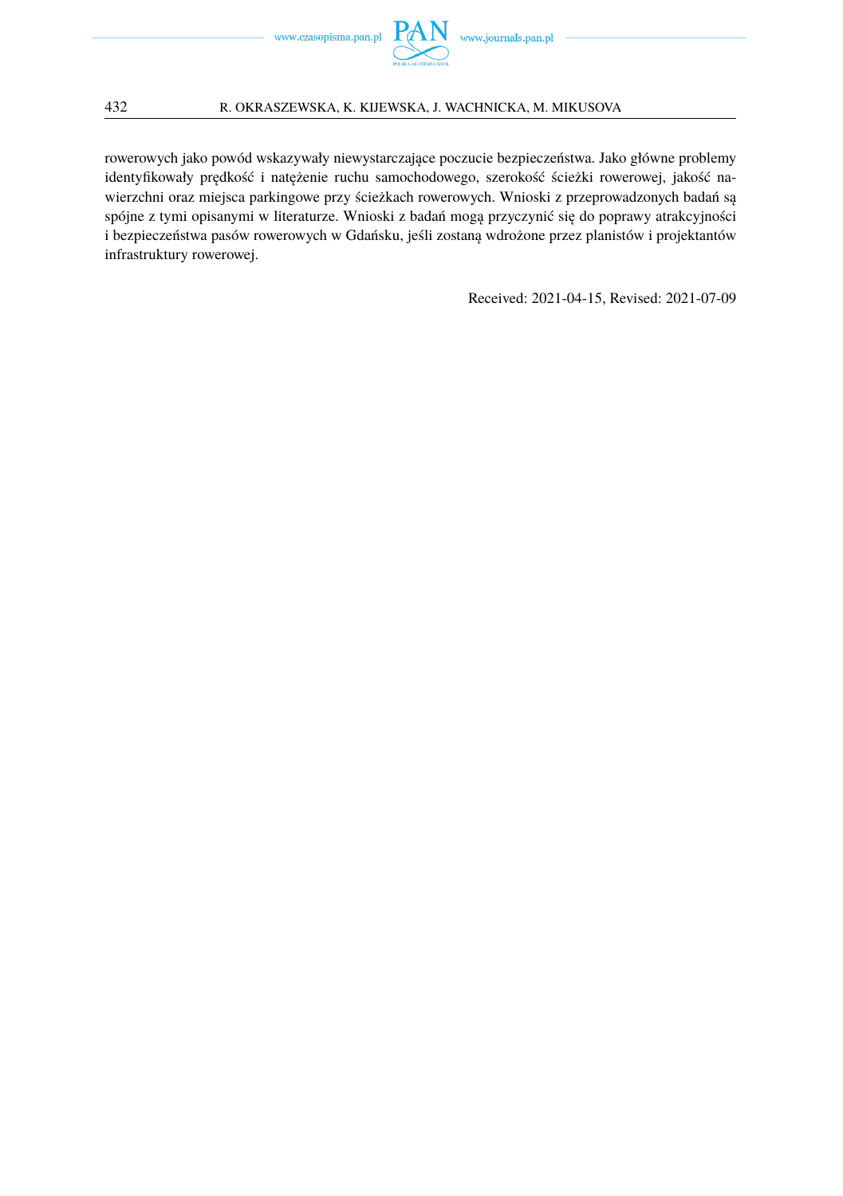rowerowych jako powód wskazywały niewystarczające poczucie bezpieczeństwa. Jako główne problemy identyfikowały prędkość i natężenie ruchu samochodowego, szerokość ścieżki rowerowej, jakość nawierzchni oraz miejsca parkingowe przy ścieżkach rowerowych. Wnioski z przeprowadzonych badań są spójne z tymi opisanymi w literaturze. Wnioski z badań mogą przyczynić się do poprawy atrakcyjności i bezpieczeństwa pasów rowerowych w Gdańsku, jeśli zostaną wdrożone przez planistów i projektantów infrastruktury rowerowej.

Received: 2021-04-15, Revised: 2021-07-09